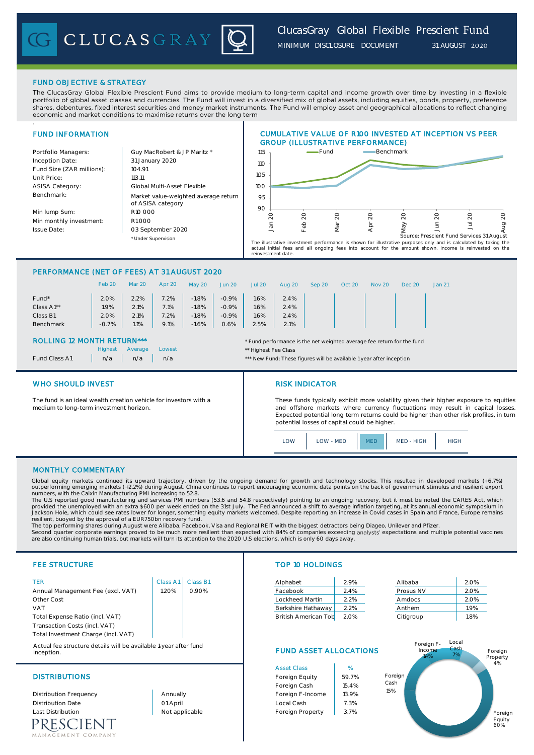# ClucasGray Global Flexible Prescient Fund

MINIMUM DISCLOSURE DOCUMENT 31 AUGUST 2020

## FUND OBJECTIVE & STRATEGY

The ClucasGray Global Flexible Prescient Fund aims to provide medium to long-term capital and income growth over time by investing in a flexible portfolio of global asset classes and currencies. The Fund will invest in a diversified mix of global assets, including equities, bonds, property, preference shares, debentures, fixed interest securities and money market instruments. The Fund will employ asset and geographical allocations to reflect changing economic and market conditions to maximise returns over the long term

## FUND INFORMATION

| | |
|---|---|
| Portfolio Managers: | Guy MacRobert & J P Maritz * |
| Inception Date: | 31 January 2020 |
| Fund Size (ZAR millions): | 104.91 |
| Unit Price: | 113.11 |
| ASISA Category: | Global Multi-Asset Flexible |
| Benchmark: | Market value-weighted average return of ASISA category |
| Min lump Sum: | R10 000 |
| Min monthly investment: | R1 000 |
| Issue Date: | 03 September 2020 |

* Under Supervision

## CUMULATIVE VALUE OF R100 INVESTED AT INCEPTION VS PEER GROUP (ILLUSTRATIVE PERFORMANCE)

Source: Prescient Fund Services 31 August

The illustrative investment performance is shown for illustrative purposes only and is calculated by taking the actual initial fees and all ongoing fees into account for the amount shown. Income is reinvested on the reinvestment date.

## PERFORMANCE (NET OF FEES) AT 31 AUGUST 2020

| | Feb 20 | Mar 20 | Apr 20 | May 20 | Jun 20 | Jul 20 | Aug 20 | Sep 20 | Oct 20 | Nov 20 | Dec 20 | Jan 21 |
|---|---|---|---|---|---|---|---|---|---|---|---|---|
| Fund* | 2.0% | 2.2% | 7.2% | -1.8% | -0.9% | 1.6% | 2.4% | | | | | |
| Class A1** | 1.9% | 2.1% | 7.1% | -1.8% | -0.9% | 1.6% | 2.4% | | | | | |
| Class B1 | 2.0% | 2.1% | 7.2% | -1.8% | -0.9% | 1.6% | 2.4% | | | | | |
| Benchmark | -0.7% | 1.1% | 9.1% | -1.6% | 0.6% | 2.5% | 2.1% | | | | | |

### ROLLING 12 MONTH RETURN***

| | Highest | Average | Lowest |
|---|---|---|---|
| Fund Class A1 | n/a | n/a | n/a |

* Fund performance is the net weighted average fee return for the fund

** Highest Fee Class

*** New Fund: These figures will be available 1 year after inception

## WHO SHOULD INVEST

The fund is an ideal wealth creation vehicle for investors with a medium to long-term investment horizon.

## RISK INDICATOR

These funds typically exhibit more volatility given their higher exposure to equities and offshore markets where currency fluctuations may result in capital losses. Expected potential long term returns could be higher than other risk profiles, in turn potential losses of capital could be higher.

| LOW | LOW - MED | **MED** | MED - HIGH | HIGH |
|---|---|---|---|---|

## MONTHLY COMMENTARY

Global equity markets continued its upward trajectory, driven by the ongoing demand for growth and technology stocks. This resulted in developed markets (+6.7%) outperforming emerging markets (+2.2%) during August. China continues to report encouraging economic data points on the back of government stimulus and resilient export numbers, with the Caixin Manufacturing PMI increasing to 52.8.

The U.S reported good manufacturing and services PMI numbers (53.6 and 54.8 respectively) pointing to an ongoing recovery, but it must be noted the CARES Act, which provided the unemployed with an extra $600 per week ended on the 31st July. The Fed announced a shift to average inflation targeting, at its annual economic symposium in Jackson Hole, which could see rates lower for longer, something equity markets welcomed. Despite reporting an increase in Covid cases in Spain and France, Europe remains resilient, buoyed by the approval of a EUR750bn recovery fund.

The top performing shares during August were Alibaba, Facebook, Visa and Regional REIT with the biggest detractors being Diageo, Unilever and Pfizer.

Second quarter corporate earnings proved to be much more resilient than expected with 84% of companies exceeding analysts' expectations and multiple potential vaccines are also continuing human trials, but markets will turn its attention to the 2020 U.S elections, which is only 60 days away.

## FEE STRUCTURE

| TER | Class A1 | Class B1 |
|---|---|---|
| Annual Management Fee (excl. VAT) | 1.20% | 0.90% |
| Other Cost | | |
| VAT | | |
| Total Expense Ratio (incl. VAT) | | |
| Transaction Costs (incl. VAT) | | |
| Total Investment Charge (incl. VAT) | | |

Actual fee structure details will be available 1-year after fund inception.

## TOP 10 HOLDINGS

| | | | |
|---|---|---|---|
| Alphabet | 2.9% | Alibaba | 2.0% |
| Facebook | 2.4% | Prosus NV | 2.0% |
| Lockheed Martin | 2.2% | Amdocs | 2.0% |
| Berkshire Hathaway | 2.2% | Anthem | 1.9% |
| British American Tob | 2.0% | Citigroup | 1.8% |

## DISTRIBUTIONS

| | |
|---|---|
| Distribution Frequency | Annually |
| Distribution Date | 01 April |
| Last Distribution | Not applicable |

## FUND ASSET ALLOCATIONS

| Asset Class | % |
|---|---|
| Foreign Equity | 59.7% |
| Foreign Cash | 15.4% |
| Foreign F-Income | 13.9% |
| Local Cash | 7.3% |
| Foreign Property | 3.7% |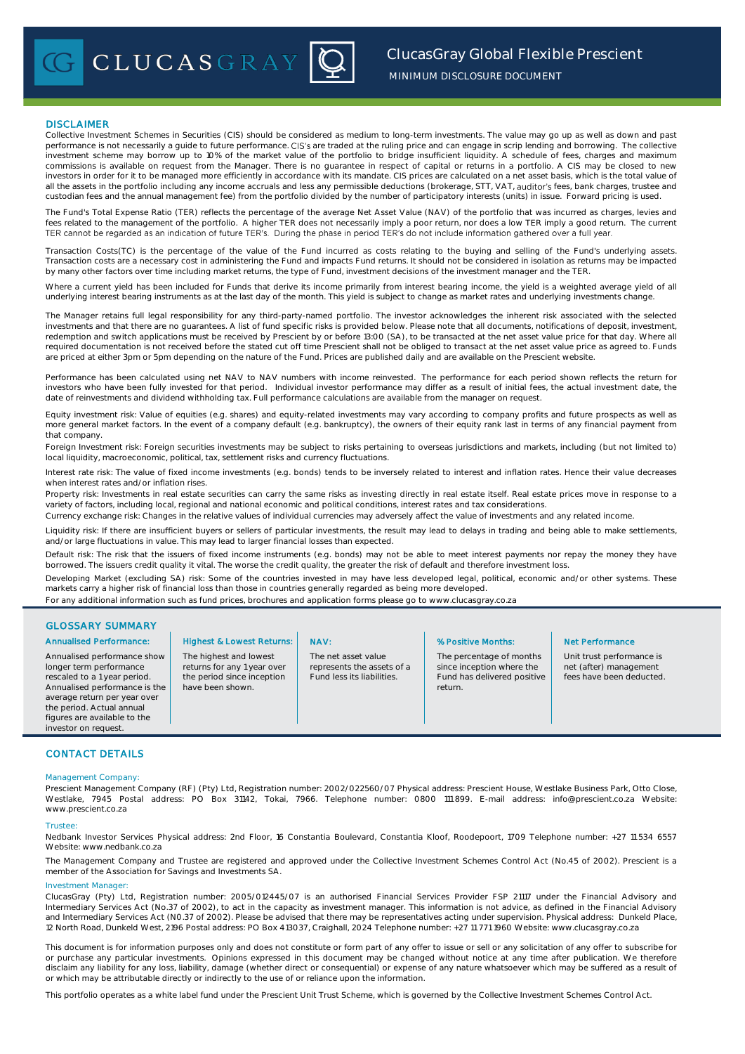# ClucasGray Global Flexible Prescient

MINIMUM DISCLOSURE DOCUMENT

## DISCLAIMER

Collective Investment Schemes in Securities (CIS) should be considered as medium to long-term investments. The value may go up as well as down and past performance is not necessarily a guide to future performance. CIS's are traded at the ruling price and can engage in scrip lending and borrowing. The collective investment scheme may borrow up to 10% of the market value of the portfolio to bridge insufficient liquidity. A schedule of fees, charges and maximum commissions is available on request from the Manager. There is no guarantee in respect of capital or returns in a portfolio. A CIS may be closed to new investors in order for it to be managed more efficiently in accordance with its mandate. CIS prices are calculated on a net asset basis, which is the total value of all the assets in the portfolio including any income accruals and less any permissible deductions (brokerage, STT, VAT, auditor's fees, bank charges, trustee and custodian fees and the annual management fee) from the portfolio divided by the number of participatory interests (units) in issue. Forward pricing is used.

The Fund's Total Expense Ratio (TER) reflects the percentage of the average Net Asset Value (NAV) of the portfolio that was incurred as charges, levies and fees related to the management of the portfolio. A higher TER does not necessarily imply a poor return, nor does a low TER imply a good return. The current TER cannot be regarded as an indication of future TER's. During the phase in period TER's do not include information gathered over a full year.

Transaction Costs(TC) is the percentage of the value of the Fund incurred as costs relating to the buying and selling of the Fund's underlying assets. Transaction costs are a necessary cost in administering the Fund and impacts Fund returns. It should not be considered in isolation as returns may be impacted by many other factors over time including market returns, the type of Fund, investment decisions of the investment manager and the TER.

Where a current yield has been included for Funds that derive its income primarily from interest bearing income, the yield is a weighted average yield of all underlying interest bearing instruments as at the last day of the month. This yield is subject to change as market rates and underlying investments change.

The Manager retains full legal responsibility for any third-party-named portfolio. The investor acknowledges the inherent risk associated with the selected investments and that there are no guarantees. A list of fund specific risks is provided below. Please note that all documents, notifications of deposit, investment, redemption and switch applications must be received by Prescient by or before 13:00 (SA), to be transacted at the net asset value price for that day. Where all required documentation is not received before the stated cut off time Prescient shall not be obliged to transact at the net asset value price as agreed to. Funds are priced at either 3pm or 5pm depending on the nature of the Fund. Prices are published daily and are available on the Prescient website.

Performance has been calculated using net NAV to NAV numbers with income reinvested. The performance for each period shown reflects the return for investors who have been fully invested for that period. Individual investor performance may differ as a result of initial fees, the actual investment date, the date of reinvestments and dividend withholding tax. Full performance calculations are available from the manager on request.

Equity investment risk: Value of equities (e.g. shares) and equity-related investments may vary according to company profits and future prospects as well as more general market factors. In the event of a company default (e.g. bankruptcy), the owners of their equity rank last in terms of any financial payment from that company.

Foreign Investment risk: Foreign securities investments may be subject to risks pertaining to overseas jurisdictions and markets, including (but not limited to) local liquidity, macroeconomic, political, tax, settlement risks and currency fluctuations.

Interest rate risk: The value of fixed income investments (e.g. bonds) tends to be inversely related to interest and inflation rates. Hence their value decreases when interest rates and/or inflation rises.

Property risk: Investments in real estate securities can carry the same risks as investing directly in real estate itself. Real estate prices move in response to a variety of factors, including local, regional and national economic and political conditions, interest rates and tax considerations.

Currency exchange risk: Changes in the relative values of individual currencies may adversely affect the value of investments and any related income.

Liquidity risk: If there are insufficient buyers or sellers of particular investments, the result may lead to delays in trading and being able to make settlements, and/or large fluctuations in value. This may lead to larger financial losses than expected.

Default risk: The risk that the issuers of fixed income instruments (e.g. bonds) may not be able to meet interest payments nor repay the money they have borrowed. The issuers credit quality it vital. The worse the credit quality, the greater the risk of default and therefore investment loss.

Developing Market (excluding SA) risk: Some of the countries invested in may have less developed legal, political, economic and/or other systems. These markets carry a higher risk of financial loss than those in countries generally regarded as being more developed.

For any additional information such as fund prices, brochures and application forms please go to www.clucasgray.co.za

## GLOSSARY SUMMARY

**Annualised Performance:** Annualised performance show longer term performance rescaled to a 1 year period. Annualised performance is the average return per year over the period. Actual annual figures are available to the investor on request.

**Highest & Lowest Returns:** The highest and lowest returns for any 1 year over the period since inception have been shown.

**NAV:** The net asset value represents the assets of a Fund less its liabilities.

**% Positive Months:** The percentage of months since inception where the Fund has delivered positive return.

**Net Performance:** Unit trust performance is net (after) management fees have been deducted.

## CONTACT DETAILS

### Management Company:

Prescient Management Company (RF) (Pty) Ltd, Registration number: 2002/022560/07 Physical address: Prescient House, Westlake Business Park, Otto Close, Westlake, 7945 Postal address: PO Box 31142, Tokai, 7966. Telephone number: 0800 111 899. E-mail address: info@prescient.co.za Website: www.prescient.co.za

### Trustee:

Nedbank Investor Services Physical address: 2nd Floor, 16 Constantia Boulevard, Constantia Kloof, Roodepoort, 1709 Telephone number: +27 11 534 6557 Website: www.nedbank.co.za

The Management Company and Trustee are registered and approved under the Collective Investment Schemes Control Act (No.45 of 2002). Prescient is a member of the Association for Savings and Investments SA.

### Investment Manager:

ClucasGray (Pty) Ltd, Registration number: 2005/012445/07 is an authorised Financial Services Provider FSP 21117 under the Financial Advisory and Intermediary Services Act (No.37 of 2002), to act in the capacity as investment manager. This information is not advice, as defined in the Financial Advisory and Intermediary Services Act (NO.37 of 2002). Please be advised that there may be representatives acting under supervision. Physical address: Dunkeld Place, 12 North Road, Dunkeld West, 2196 Postal address: PO Box 413037, Craighall, 2024 Telephone number: +27 11 771 1960 Website: www.clucasgray.co.za

This document is for information purposes only and does not constitute or form part of any offer to issue or sell or any solicitation of any offer to subscribe for or purchase any particular investments. Opinions expressed in this document may be changed without notice at any time after publication. We therefore disclaim any liability for any loss, liability, damage (whether direct or consequential) or expense of any nature whatsoever which may be suffered as a result of or which may be attributable directly or indirectly to the use of or reliance upon the information.

This portfolio operates as a white label fund under the Prescient Unit Trust Scheme, which is governed by the Collective Investment Schemes Control Act.